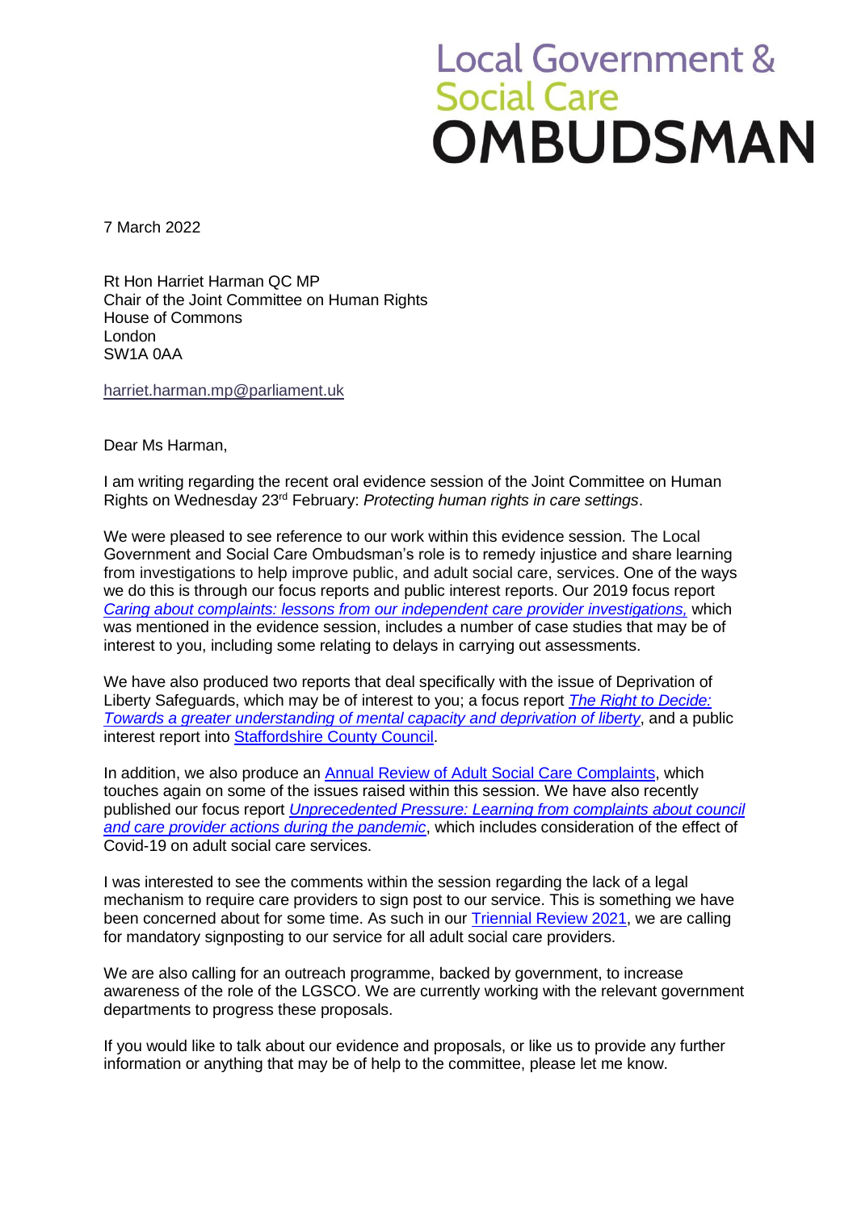Local Government &
Social Care
**OMBUDSMAN**

7 March 2022

Rt Hon Harriet Harman QC MP
Chair of the Joint Committee on Human Rights
House of Commons
London
SW1A 0AA

harriet.harman.mp@parliament.uk

Dear Ms Harman,

I am writing regarding the recent oral evidence session of the Joint Committee on Human Rights on Wednesday 23rd February: *Protecting human rights in care settings*.

We were pleased to see reference to our work within this evidence session. The Local Government and Social Care Ombudsman's role is to remedy injustice and share learning from investigations to help improve public, and adult social care, services. One of the ways we do this is through our focus reports and public interest reports. Our 2019 focus report *Caring about complaints: lessons from our independent care provider investigations,* which was mentioned in the evidence session, includes a number of case studies that may be of interest to you, including some relating to delays in carrying out assessments.

We have also produced two reports that deal specifically with the issue of Deprivation of Liberty Safeguards, which may be of interest to you; a focus report *The Right to Decide: Towards a greater understanding of mental capacity and deprivation of liberty*, and a public interest report into Staffordshire County Council.

In addition, we also produce an Annual Review of Adult Social Care Complaints, which touches again on some of the issues raised within this session. We have also recently published our focus report *Unprecedented Pressure: Learning from complaints about council and care provider actions during the pandemic*, which includes consideration of the effect of Covid-19 on adult social care services.

I was interested to see the comments within the session regarding the lack of a legal mechanism to require care providers to sign post to our service. This is something we have been concerned about for some time. As such in our Triennial Review 2021, we are calling for mandatory signposting to our service for all adult social care providers.

We are also calling for an outreach programme, backed by government, to increase awareness of the role of the LGSCO. We are currently working with the relevant government departments to progress these proposals.

If you would like to talk about our evidence and proposals, or like us to provide any further information or anything that may be of help to the committee, please let me know.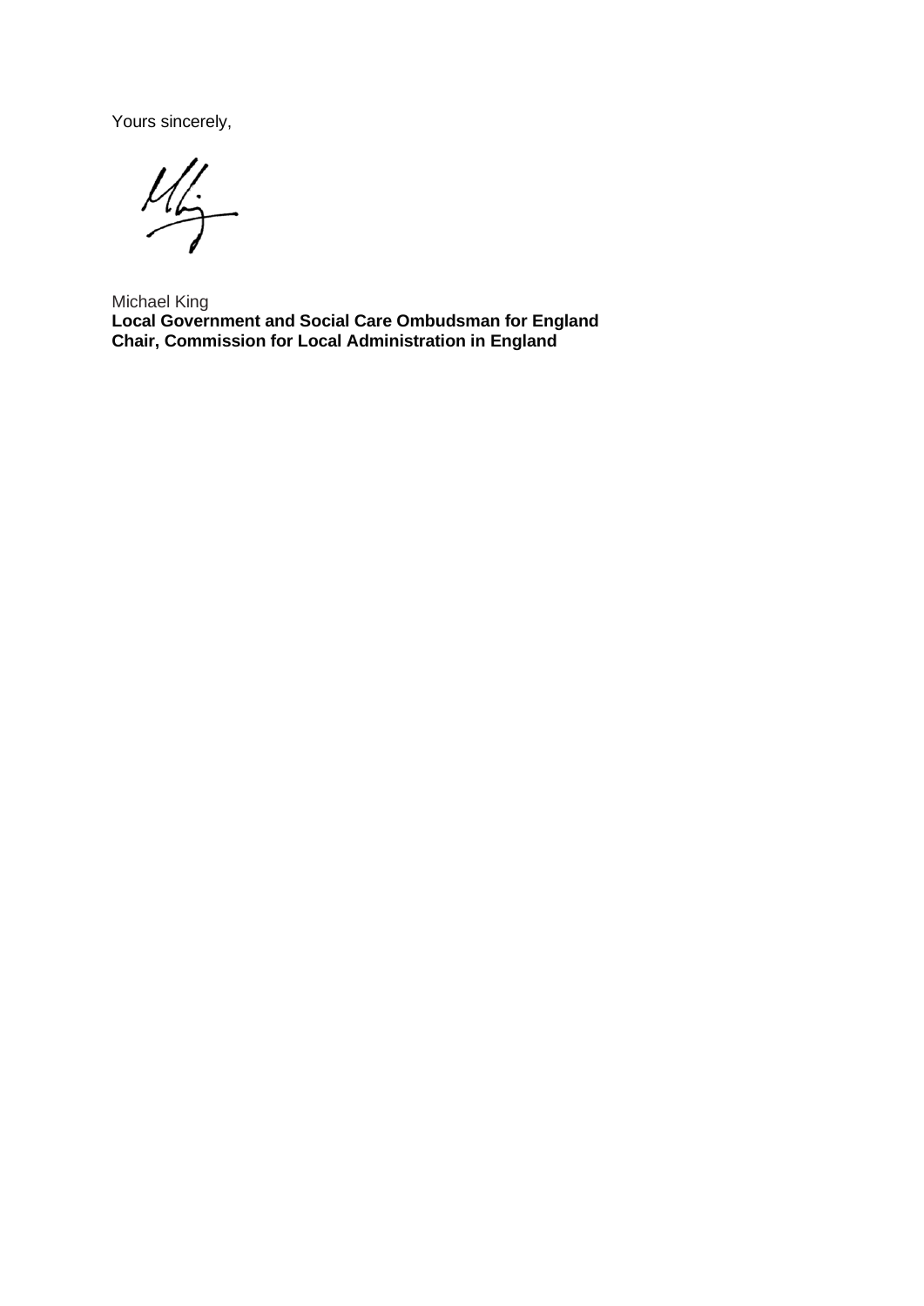Yours sincerely,

Michael King
**Local Government and Social Care Ombudsman for England**
**Chair, Commission for Local Administration in England**